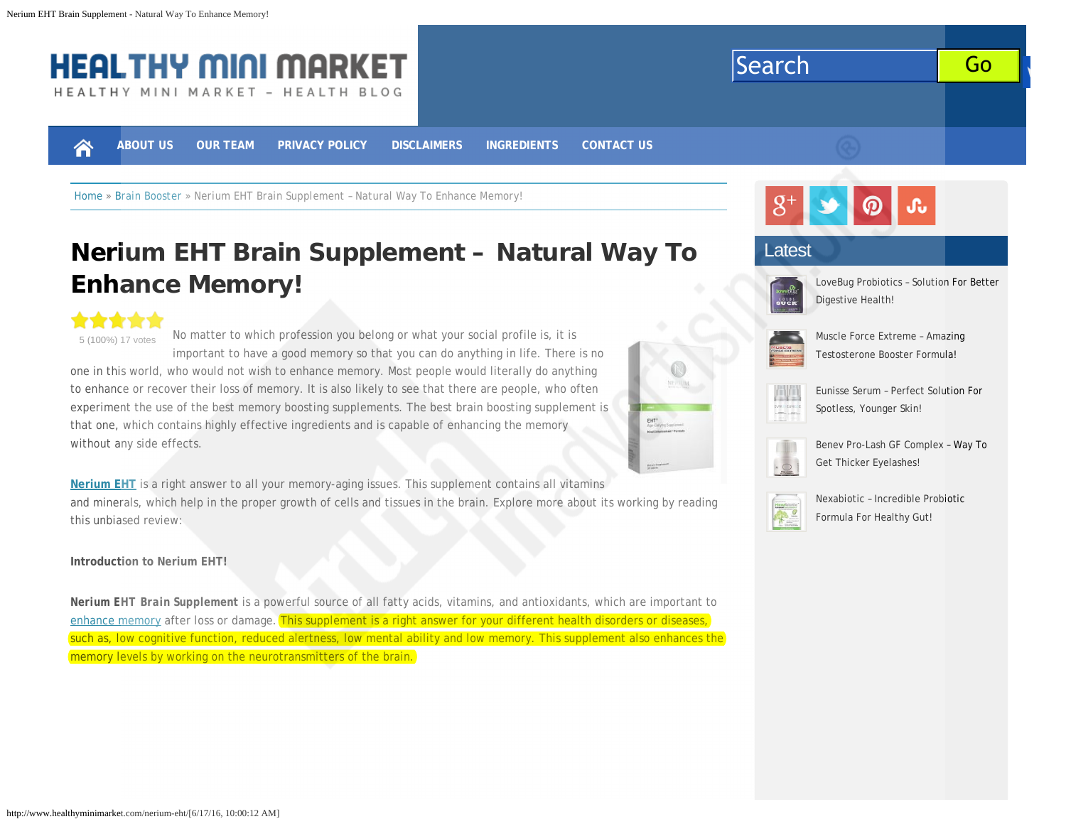# HEALTHY MINI MARKET

HEALTHY MINI MARKET – HEALTH BLOG

Search Go

ABOUT US OUR TEAM PRIVACY POLICY DISCLAIMERS INGREDIENTS CONTACT US

Home » Brain Booster » Nerium EHT Brain Supplement – Natural Way To Enhance Memory!

# Nerium EHT Brain Supplement – Natural Way To Enhance Memory!

5 (100%) 17 votes

No matter to which profession you belong or what your social profile is, it is important to have a good memory so that you can do anything in life. There is no one in this world, who would not wish to enhance memory. Most people would literally do anything to enhance or recover their loss of memory. It is also likely to see that there are people, who often experiment the use of the best memory boosting supplements. The best brain boosting supplement is that one, which contains highly effective ingredients and is capable of enhancing the memory without any side effects.

**Nerium EHT** is a right answer to all your memory-aging issues. This supplement contains all vitamins and minerals, which help in the proper growth of cells and tissues in the brain. Explore more about its working by reading this unbiased review:

**Introduction to Nerium EHT!**

**Nerium EHT Brain Supplement** is a powerful source of all fatty acids, vitamins, and antioxidants, which are important to enhance memory after loss or damage. This supplement is a right answer for your different health disorders or diseases, such as, low cognitive function, reduced alertness, low mental ability and low memory. This supplement also enhances the memory levels by working on the neurotransmitters of the brain.

## Latest

- LoveBug Probiotics – Solution For Better Digestive Health!
- Muscle Force Extreme – Amazing Testosterone Booster Formula!
- Eunisse Serum – Perfect Solution For Spotless, Younger Skin!
- Benev Pro-Lash GF Complex – Way To Get Thicker Eyelashes!
- Nexabiotic – Incredible Probiotic Formula For Healthy Gut!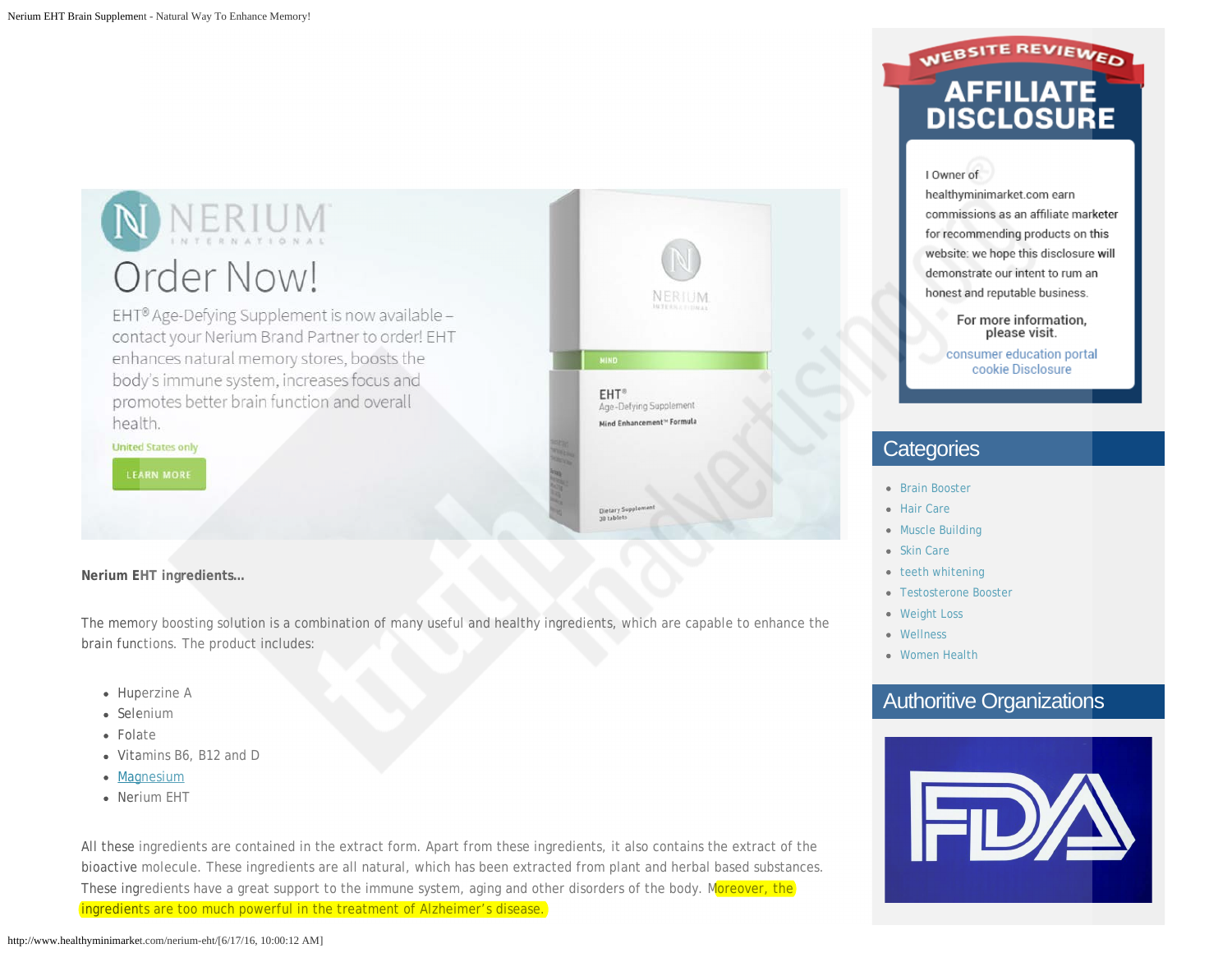Nerium International

Order Now!

EHT® Age-Defying Supplement is now available – contact your Nerium Brand Partner to order! EHT enhances natural memory stores, boosts the body's immune system, increases focus and promotes better brain function and overall health.

United States only

LEARN MORE

**Nerium EHT ingredients...**

The memory boosting solution is a combination of many useful and healthy ingredients, which are capable to enhance the brain functions. The product includes:

- Huperzine A
- Selenium
- Folate
- Vitamins B6, B12 and D
- Magnesium
- Nerium EHT

All these ingredients are contained in the extract form. Apart from these ingredients, it also contains the extract of the bioactive molecule. These ingredients are all natural, which has been extracted from plant and herbal based substances. These ingredients have a great support to the immune system, aging and other disorders of the body. Moreover, the ingredients are too much powerful in the treatment of Alzheimer's disease.

WEBSITE REVIEWED

**AFFILIATE DISCLOSURE**

I Owner of healthyminimarket.com earn commissions as an affiliate marketer for recommending products on this website: we hope this disclosure will demonstrate our intent to rum an honest and reputable business.

For more information, please visit.

consumer education portal
cookie Disclosure

## Categories

- Brain Booster
- Hair Care
- Muscle Building
- Skin Care
- teeth whitening
- Testosterone Booster
- Weight Loss
- Wellness
- Women Health

## Authoritive Organizations

FDA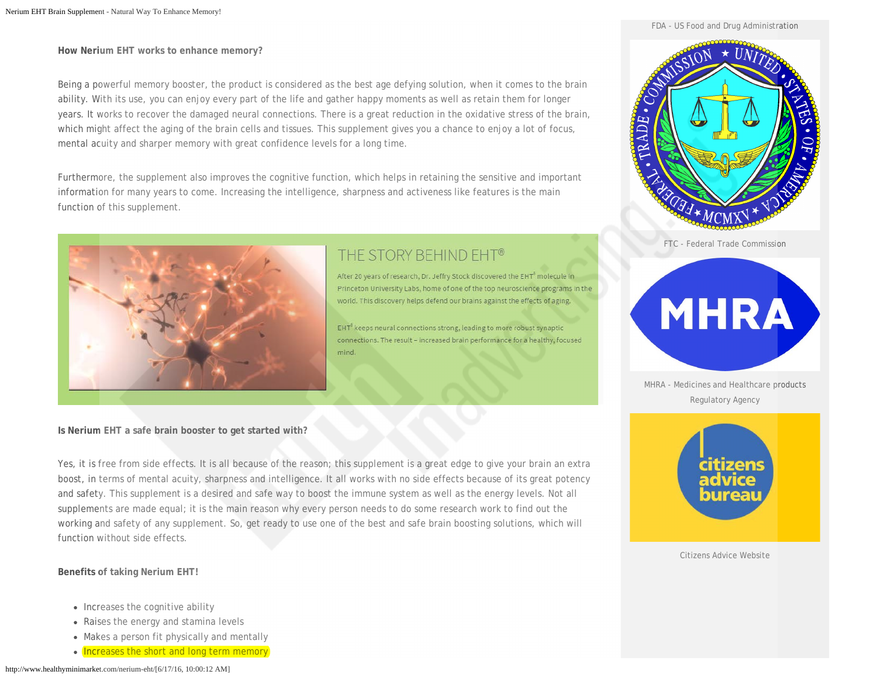**How Nerium EHT works to enhance memory?**

Being a powerful memory booster, the product is considered as the best age defying solution, when it comes to the brain ability. With its use, you can enjoy every part of the life and gather happy moments as well as retain them for longer years. It works to recover the damaged neural connections. There is a great reduction in the oxidative stress of the brain, which might affect the aging of the brain cells and tissues. This supplement gives you a chance to enjoy a lot of focus, mental acuity and sharper memory with great confidence levels for a long time.

Furthermore, the supplement also improves the cognitive function, which helps in retaining the sensitive and important information for many years to come. Increasing the intelligence, sharpness and activeness like features is the main function of this supplement.

THE STORY BEHIND EHT®

After 20 years of research, Dr. Jeffry Stock discovered the EHT® molecule in Princeton University Labs, home of one of the top neuroscience programs in the world. This discovery helps defend our brains against the effects of aging.

EHT® keeps neural connections strong, leading to more robust synaptic connections. The result – increased brain performance for a healthy, focused mind.

**Is Nerium EHT a safe brain booster to get started with?**

Yes, it is free from side effects. It is all because of the reason; this supplement is a great edge to give your brain an extra boost, in terms of mental acuity, sharpness and intelligence. It all works with no side effects because of its great potency and safety. This supplement is a desired and safe way to boost the immune system as well as the energy levels. Not all supplements are made equal; it is the main reason why every person needs to do some research work to find out the working and safety of any supplement. So, get ready to use one of the best and safe brain boosting solutions, which will function without side effects.

**Benefits of taking Nerium EHT!**

- Increases the cognitive ability
- Raises the energy and stamina levels
- Makes a person fit physically and mentally
- Increases the short and long term memory

FDA - US Food and Drug Administration

FTC - Federal Trade Commission

MHRA - Medicines and Healthcare products Regulatory Agency

Citizens Advice Website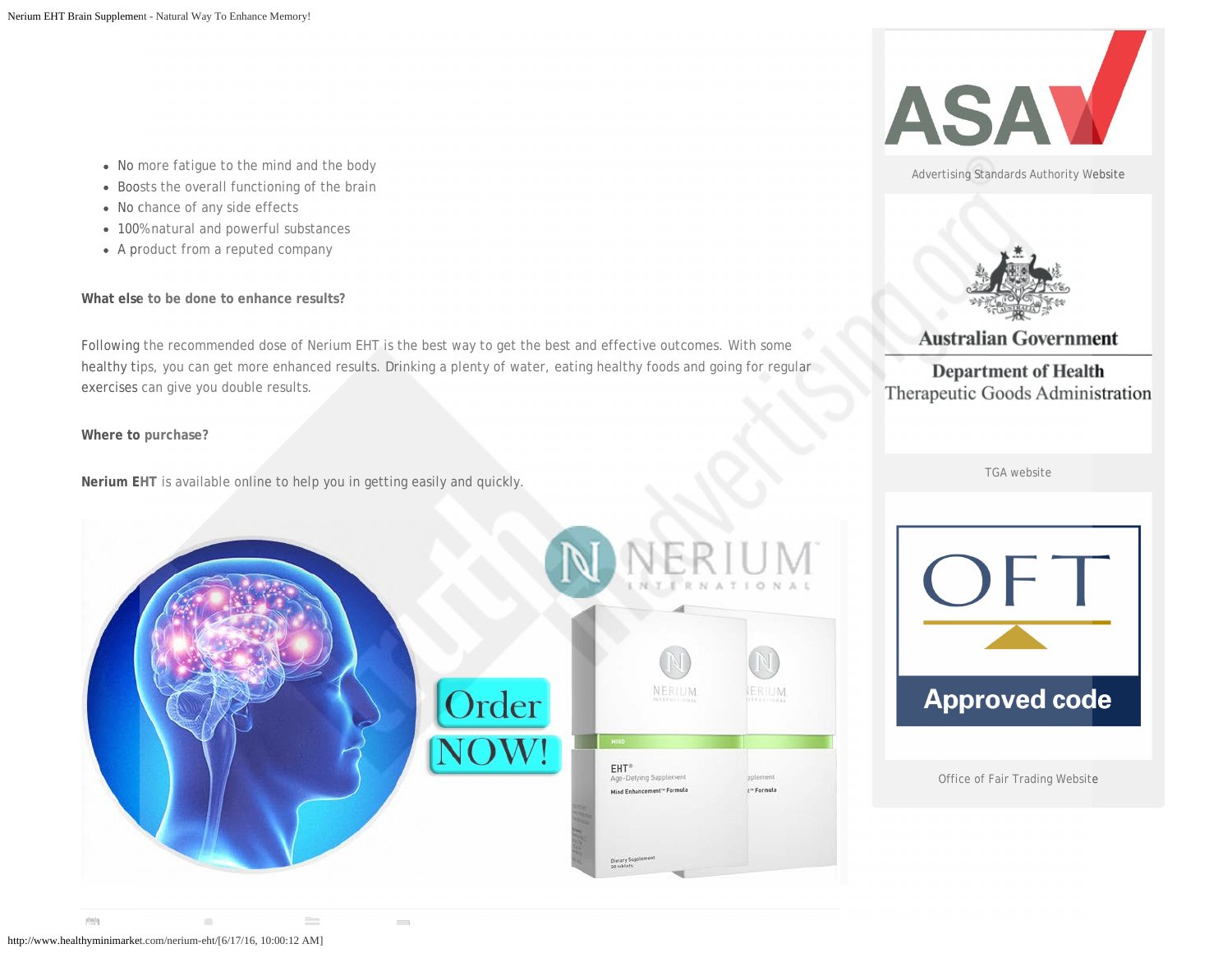- No more fatigue to the mind and the body
- Boosts the overall functioning of the brain
- No chance of any side effects
- 100%natural and powerful substances
- A product from a reputed company

**What else to be done to enhance results?**

Following the recommended dose of Nerium EHT is the best way to get the best and effective outcomes. With some healthy tips, you can get more enhanced results. Drinking a plenty of water, eating healthy foods and going for regular exercises can give you double results.

**Where to purchase?**

**Nerium EHT** is available online to help you in getting easily and quickly.

Advertising Standards Authority Website

TGA website

Office of Fair Trading Website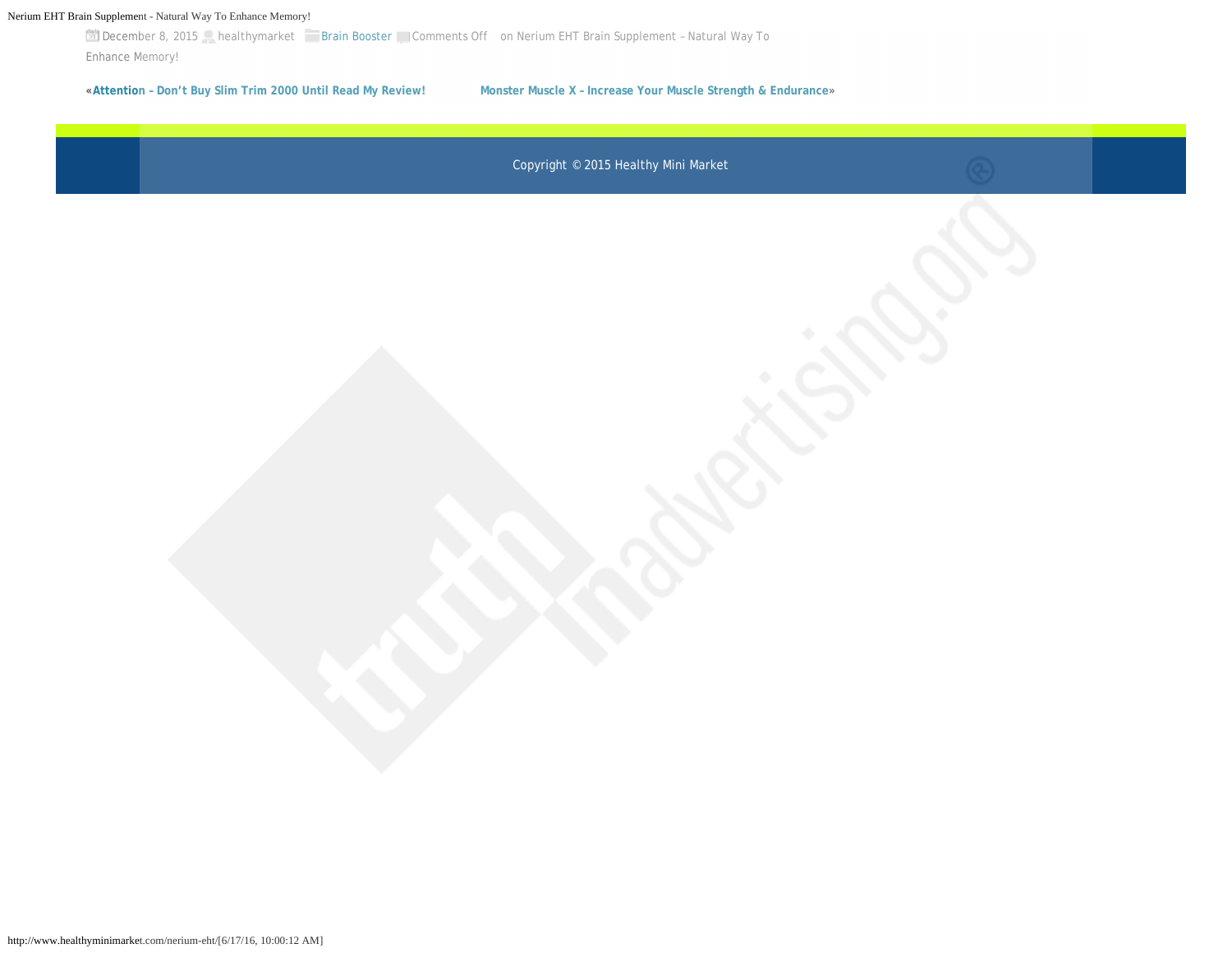December 8, 2015 healthymarket Brain Booster Comments Off on Nerium EHT Brain Supplement – Natural Way To Enhance Memory!

«**Attention – Don't Buy Slim Trim 2000 Until Read My Review!** **Monster Muscle X – Increase Your Muscle Strength & Endurance**»

Copyright © 2015 Healthy Mini Market